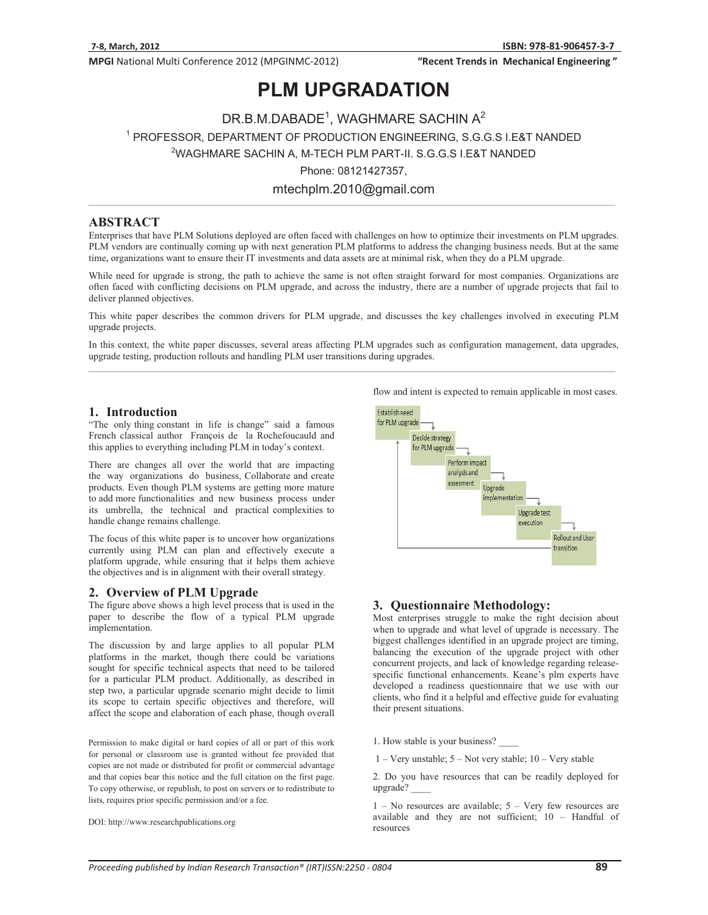# PLM UPGRADATION

DR.B.M.DABADE[1], WAGHMARE SACHIN A[2]

[1] PROFESSOR, DEPARTMENT OF PRODUCTION ENGINEERING, S.G.G.S I.E&T NANDED

[2]WAGHMARE SACHIN A, M-TECH PLM PART-II. S.G.G.S I.E&T NANDED

Phone: 08121427357,

mtechplm.2010@gmail.com

## ABSTRACT

Enterprises that have PLM Solutions deployed are often faced with challenges on how to optimize their investments on PLM upgrades. PLM vendors are continually coming up with next generation PLM platforms to address the changing business needs. But at the same time, organizations want to ensure their IT investments and data assets are at minimal risk, when they do a PLM upgrade.

While need for upgrade is strong, the path to achieve the same is not often straight forward for most companies. Organizations are often faced with conflicting decisions on PLM upgrade, and across the industry, there are a number of upgrade projects that fail to deliver planned objectives.

This white paper describes the common drivers for PLM upgrade, and discusses the key challenges involved in executing PLM upgrade projects.

In this context, the white paper discusses, several areas affecting PLM upgrades such as configuration management, data upgrades, upgrade testing, production rollouts and handling PLM user transitions during upgrades.

## 1. Introduction

"The only thing constant in life is change" said a famous French classical author François de la Rochefoucauld and this applies to everything including PLM in today's context.

There are changes all over the world that are impacting the way organizations do business, Collaborate and create products. Even though PLM systems are getting more mature to add more functionalities and new business process under its umbrella, the technical and practical complexities to handle change remains challenge.

The focus of this white paper is to uncover how organizations currently using PLM can plan and effectively execute a platform upgrade, while ensuring that it helps them achieve the objectives and is in alignment with their overall strategy.

## 2. Overview of PLM Upgrade

The figure above shows a high level process that is used in the paper to describe the flow of a typical PLM upgrade implementation.

The discussion by and large applies to all popular PLM platforms in the market, though there could be variations sought for specific technical aspects that need to be tailored for a particular PLM product. Additionally, as described in step two, a particular upgrade scenario might decide to limit its scope to certain specific objectives and therefore, will affect the scope and elaboration of each phase, though overall flow and intent is expected to remain applicable in most cases.

Establish need for PLM upgrade → Decide strategy for PLM upgrade → Perform impact analysis and assesment → Upgrade implementation → Upgrade test execution → Rollout and User transition

## 3. Questionnaire Methodology:

Most enterprises struggle to make the right decision about when to upgrade and what level of upgrade is necessary. The biggest challenges identified in an upgrade project are timing, balancing the execution of the upgrade project with other concurrent projects, and lack of knowledge regarding release-specific functional enhancements. Keane's plm experts have developed a readiness questionnaire that we use with our clients, who find it a helpful and effective guide for evaluating their present situations.

1. How stable is your business? ____

1 – Very unstable; 5 – Not very stable; 10 – Very stable

2. Do you have resources that can be readily deployed for upgrade? ____

1 – No resources are available; 5 – Very few resources are available and they are not sufficient; 10 – Handful of resources

Permission to make digital or hard copies of all or part of this work for personal or classroom use is granted without fee provided that copies are not made or distributed for profit or commercial advantage and that copies bear this notice and the full citation on the first page. To copy otherwise, or republish, to post on servers or to redistribute to lists, requires prior specific permission and/or a fee.

DOI: http://www.researchpublications.org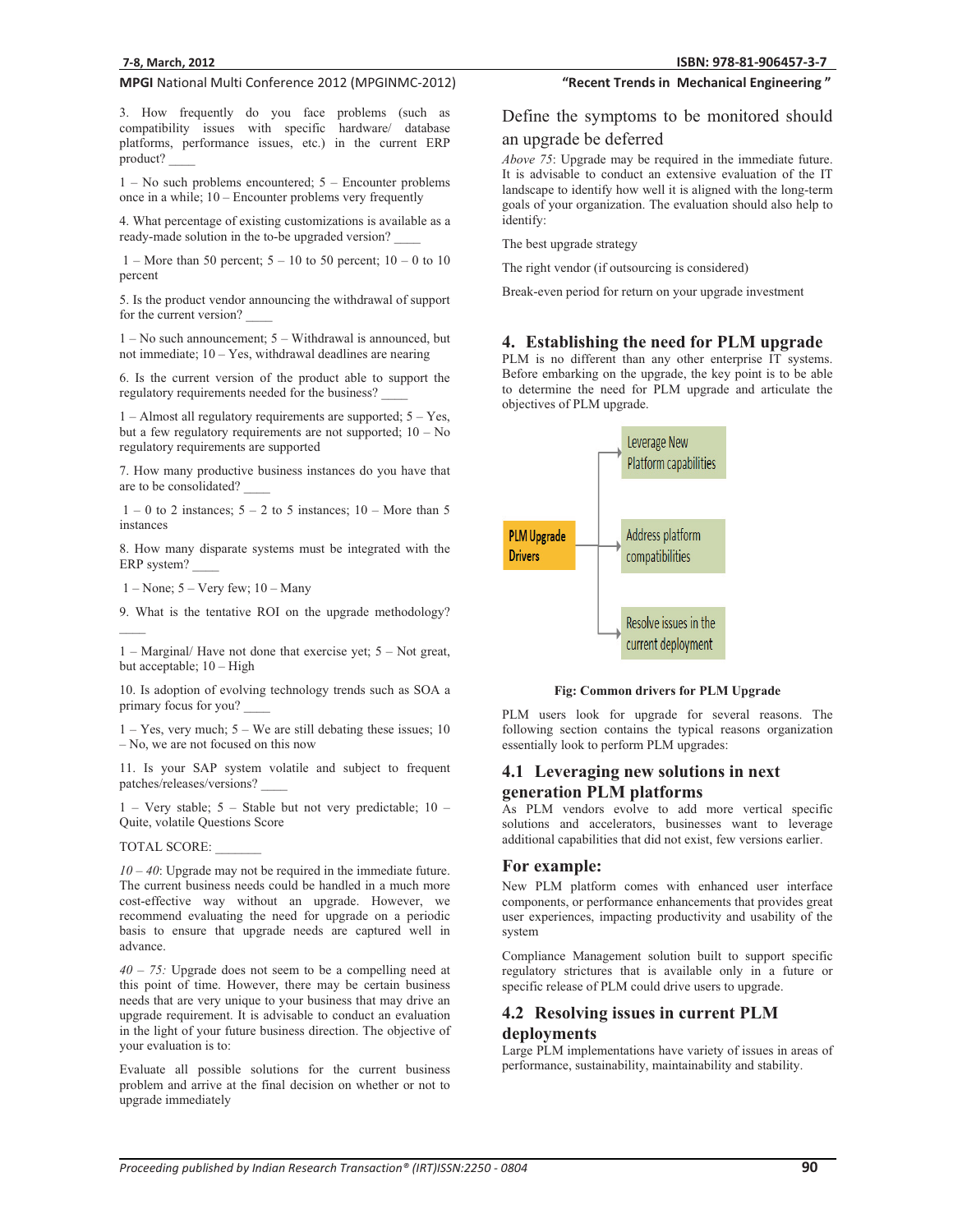3. How frequently do you face problems (such as compatibility issues with specific hardware/ database platforms, performance issues, etc.) in the current ERP product? ____

1 – No such problems encountered; 5 – Encounter problems once in a while; 10 – Encounter problems very frequently

4. What percentage of existing customizations is available as a ready-made solution in the to-be upgraded version? ____

1 – More than 50 percent; 5 – 10 to 50 percent; 10 – 0 to 10 percent

5. Is the product vendor announcing the withdrawal of support for the current version? ____

1 – No such announcement; 5 – Withdrawal is announced, but not immediate; 10 – Yes, withdrawal deadlines are nearing

6. Is the current version of the product able to support the regulatory requirements needed for the business? ____

1 – Almost all regulatory requirements are supported; 5 – Yes, but a few regulatory requirements are not supported; 10 – No regulatory requirements are supported

7. How many productive business instances do you have that are to be consolidated? ____

1 – 0 to 2 instances; 5 – 2 to 5 instances; 10 – More than 5 instances

8. How many disparate systems must be integrated with the ERP system? ____

1 – None; 5 – Very few; 10 – Many

9. What is the tentative ROI on the upgrade methodology? ____

1 – Marginal/ Have not done that exercise yet; 5 – Not great, but acceptable; 10 – High

10. Is adoption of evolving technology trends such as SOA a primary focus for you? ____

1 – Yes, very much; 5 – We are still debating these issues; 10 – No, we are not focused on this now

11. Is your SAP system volatile and subject to frequent patches/releases/versions? ____

1 – Very stable; 5 – Stable but not very predictable; 10 – Quite, volatile Questions Score

TOTAL SCORE: _______

*10 – 40*: Upgrade may not be required in the immediate future. The current business needs could be handled in a much more cost-effective way without an upgrade. However, we recommend evaluating the need for upgrade on a periodic basis to ensure that upgrade needs are captured well in advance.

*40 – 75:* Upgrade does not seem to be a compelling need at this point of time. However, there may be certain business needs that are very unique to your business that may drive an upgrade requirement. It is advisable to conduct an evaluation in the light of your future business direction. The objective of your evaluation is to:

Evaluate all possible solutions for the current business problem and arrive at the final decision on whether or not to upgrade immediately

Define the symptoms to be monitored should an upgrade be deferred

*Above 75*: Upgrade may be required in the immediate future. It is advisable to conduct an extensive evaluation of the IT landscape to identify how well it is aligned with the long-term goals of your organization. The evaluation should also help to identify:

The best upgrade strategy

The right vendor (if outsourcing is considered)

Break-even period for return on your upgrade investment

## 4. Establishing the need for PLM upgrade

PLM is no different than any other enterprise IT systems. Before embarking on the upgrade, the key point is to be able to determine the need for PLM upgrade and articulate the objectives of PLM upgrade.

PLM Upgrade Drivers → Leverage New Platform capabilities; Address platform compatibilities; Resolve issues in the current deployment

**Fig: Common drivers for PLM Upgrade**

PLM users look for upgrade for several reasons. The following section contains the typical reasons organization essentially look to perform PLM upgrades:

### 4.1 Leveraging new solutions in next generation PLM platforms

As PLM vendors evolve to add more vertical specific solutions and accelerators, businesses want to leverage additional capabilities that did not exist, few versions earlier.

### For example:

New PLM platform comes with enhanced user interface components, or performance enhancements that provides great user experiences, impacting productivity and usability of the system

Compliance Management solution built to support specific regulatory strictures that is available only in a future or specific release of PLM could drive users to upgrade.

### 4.2 Resolving issues in current PLM deployments

Large PLM implementations have variety of issues in areas of performance, sustainability, maintainability and stability.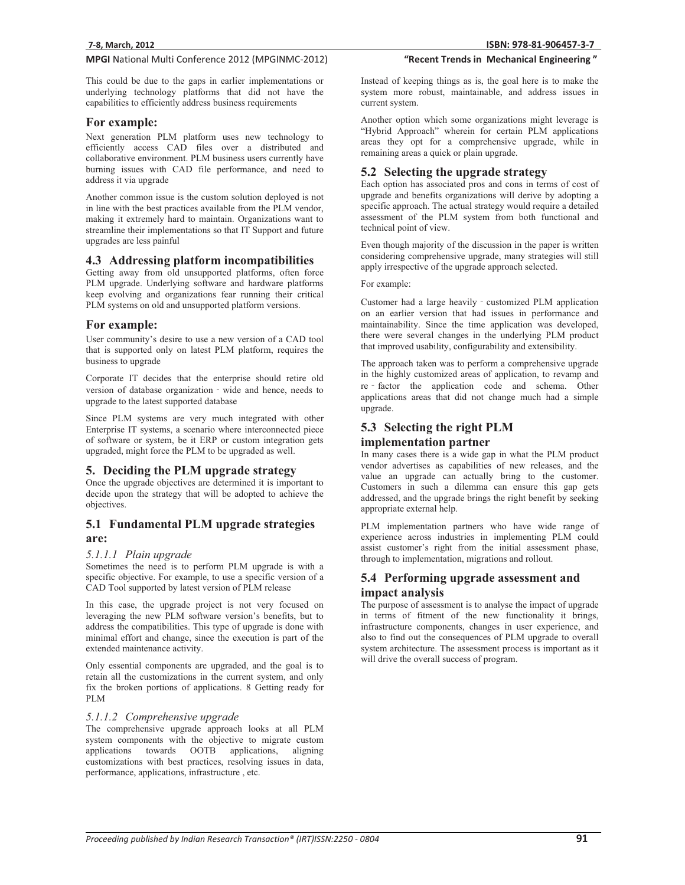This could be due to the gaps in earlier implementations or underlying technology platforms that did not have the capabilities to efficiently address business requirements

## For example:

Next generation PLM platform uses new technology to efficiently access CAD files over a distributed and collaborative environment. PLM business users currently have burning issues with CAD file performance, and need to address it via upgrade

Another common issue is the custom solution deployed is not in line with the best practices available from the PLM vendor, making it extremely hard to maintain. Organizations want to streamline their implementations so that IT Support and future upgrades are less painful

### 4.3 Addressing platform incompatibilities

Getting away from old unsupported platforms, often force PLM upgrade. Underlying software and hardware platforms keep evolving and organizations fear running their critical PLM systems on old and unsupported platform versions.

## For example:

User community's desire to use a new version of a CAD tool that is supported only on latest PLM platform, requires the business to upgrade

Corporate IT decides that the enterprise should retire old version of database organization - wide and hence, needs to upgrade to the latest supported database

Since PLM systems are very much integrated with other Enterprise IT systems, a scenario where interconnected piece of software or system, be it ERP or custom integration gets upgraded, might force the PLM to be upgraded as well.

## 5. Deciding the PLM upgrade strategy

Once the upgrade objectives are determined it is important to decide upon the strategy that will be adopted to achieve the objectives.

### 5.1 Fundamental PLM upgrade strategies are:

#### *5.1.1.1 Plain upgrade*

Sometimes the need is to perform PLM upgrade is with a specific objective. For example, to use a specific version of a CAD Tool supported by latest version of PLM release

In this case, the upgrade project is not very focused on leveraging the new PLM software version's benefits, but to address the compatibilities. This type of upgrade is done with minimal effort and change, since the execution is part of the extended maintenance activity.

Only essential components are upgraded, and the goal is to retain all the customizations in the current system, and only fix the broken portions of applications. 8 Getting ready for PLM

#### *5.1.1.2 Comprehensive upgrade*

The comprehensive upgrade approach looks at all PLM system components with the objective to migrate custom applications towards OOTB applications, aligning customizations with best practices, resolving issues in data, performance, applications, infrastructure , etc.

Instead of keeping things as is, the goal here is to make the system more robust, maintainable, and address issues in current system.

Another option which some organizations might leverage is "Hybrid Approach" wherein for certain PLM applications areas they opt for a comprehensive upgrade, while in remaining areas a quick or plain upgrade.

### 5.2 Selecting the upgrade strategy

Each option has associated pros and cons in terms of cost of upgrade and benefits organizations will derive by adopting a specific approach. The actual strategy would require a detailed assessment of the PLM system from both functional and technical point of view.

Even though majority of the discussion in the paper is written considering comprehensive upgrade, many strategies will still apply irrespective of the upgrade approach selected.

For example:

Customer had a large heavily - customized PLM application on an earlier version that had issues in performance and maintainability. Since the time application was developed, there were several changes in the underlying PLM product that improved usability, configurability and extensibility.

The approach taken was to perform a comprehensive upgrade in the highly customized areas of application, to revamp and re - factor the application code and schema. Other applications areas that did not change much had a simple upgrade.

### 5.3 Selecting the right PLM implementation partner

In many cases there is a wide gap in what the PLM product vendor advertises as capabilities of new releases, and the value an upgrade can actually bring to the customer. Customers in such a dilemma can ensure this gap gets addressed, and the upgrade brings the right benefit by seeking appropriate external help.

PLM implementation partners who have wide range of experience across industries in implementing PLM could assist customer's right from the initial assessment phase, through to implementation, migrations and rollout.

### 5.4 Performing upgrade assessment and impact analysis

The purpose of assessment is to analyse the impact of upgrade in terms of fitment of the new functionality it brings, infrastructure components, changes in user experience, and also to find out the consequences of PLM upgrade to overall system architecture. The assessment process is important as it will drive the overall success of program.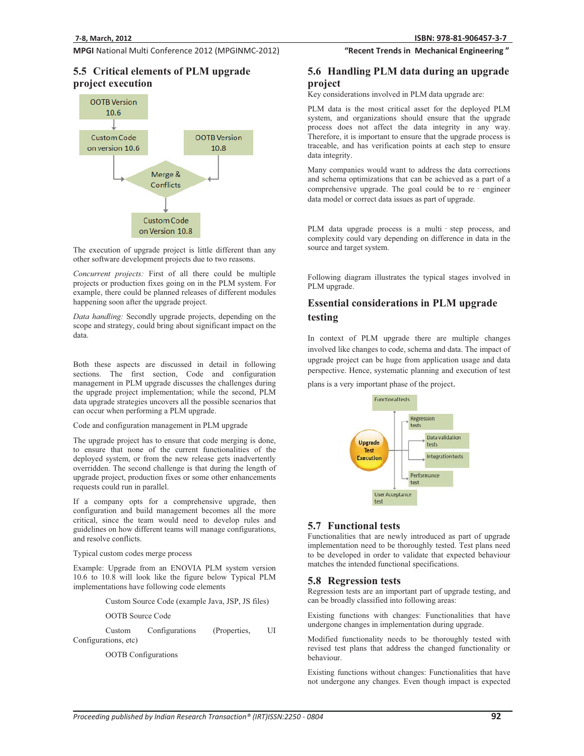## 5.5 Critical elements of PLM upgrade project execution

OOTB Version 10.6

Custom Code on version 10.6

OOTB Version 10.8

Merge & Conflicts

Custom Code on Version 10.8

The execution of upgrade project is little different than any other software development projects due to two reasons.

*Concurrent projects:* First of all there could be multiple projects or production fixes going on in the PLM system. For example, there could be planned releases of different modules happening soon after the upgrade project.

*Data handling:* Secondly upgrade projects, depending on the scope and strategy, could bring about significant impact on the data.

Both these aspects are discussed in detail in following sections. The first section, Code and configuration management in PLM upgrade discusses the challenges during the upgrade project implementation; while the second, PLM data upgrade strategies uncovers all the possible scenarios that can occur when performing a PLM upgrade.

Code and configuration management in PLM upgrade

The upgrade project has to ensure that code merging is done, to ensure that none of the current functionalities of the deployed system, or from the new release gets inadvertently overridden. The second challenge is that during the length of upgrade project, production fixes or some other enhancements requests could run in parallel.

If a company opts for a comprehensive upgrade, then configuration and build management becomes all the more critical, since the team would need to develop rules and guidelines on how different teams will manage configurations, and resolve conflicts.

Typical custom codes merge process

Example: Upgrade from an ENOVIA PLM system version 10.6 to 10.8 will look like the figure below Typical PLM implementations have following code elements

Custom Source Code (example Java, JSP, JS files)

OOTB Source Code

Custom Configurations (Properties, UI Configurations, etc)

OOTB Configurations

## 5.6 Handling PLM data during an upgrade project

Key considerations involved in PLM data upgrade are:

PLM data is the most critical asset for the deployed PLM system, and organizations should ensure that the upgrade process does not affect the data integrity in any way. Therefore, it is important to ensure that the upgrade process is traceable, and has verification points at each step to ensure data integrity.

Many companies would want to address the data corrections and schema optimizations that can be achieved as a part of a comprehensive upgrade. The goal could be to re - engineer data model or correct data issues as part of upgrade.

PLM data upgrade process is a multi - step process, and complexity could vary depending on difference in data in the source and target system.

Following diagram illustrates the typical stages involved in PLM upgrade.

## Essential considerations in PLM upgrade testing

In context of PLM upgrade there are multiple changes involved like changes to code, schema and data. The impact of upgrade project can be huge from application usage and data perspective. Hence, systematic planning and execution of test plans is a very important phase of the project.

Upgrade Test Execution

Functional tests

Regression tests

Data validation tests

Integration tests

Performance test

User Acceptance test

## 5.7 Functional tests

Functionalities that are newly introduced as part of upgrade implementation need to be thoroughly tested. Test plans need to be developed in order to validate that expected behaviour matches the intended functional specifications.

## 5.8 Regression tests

Regression tests are an important part of upgrade testing, and can be broadly classified into following areas:

Existing functions with changes: Functionalities that have undergone changes in implementation during upgrade.

Modified functionality needs to be thoroughly tested with revised test plans that address the changed functionality or behaviour.

Existing functions without changes: Functionalities that have not undergone any changes. Even though impact is expected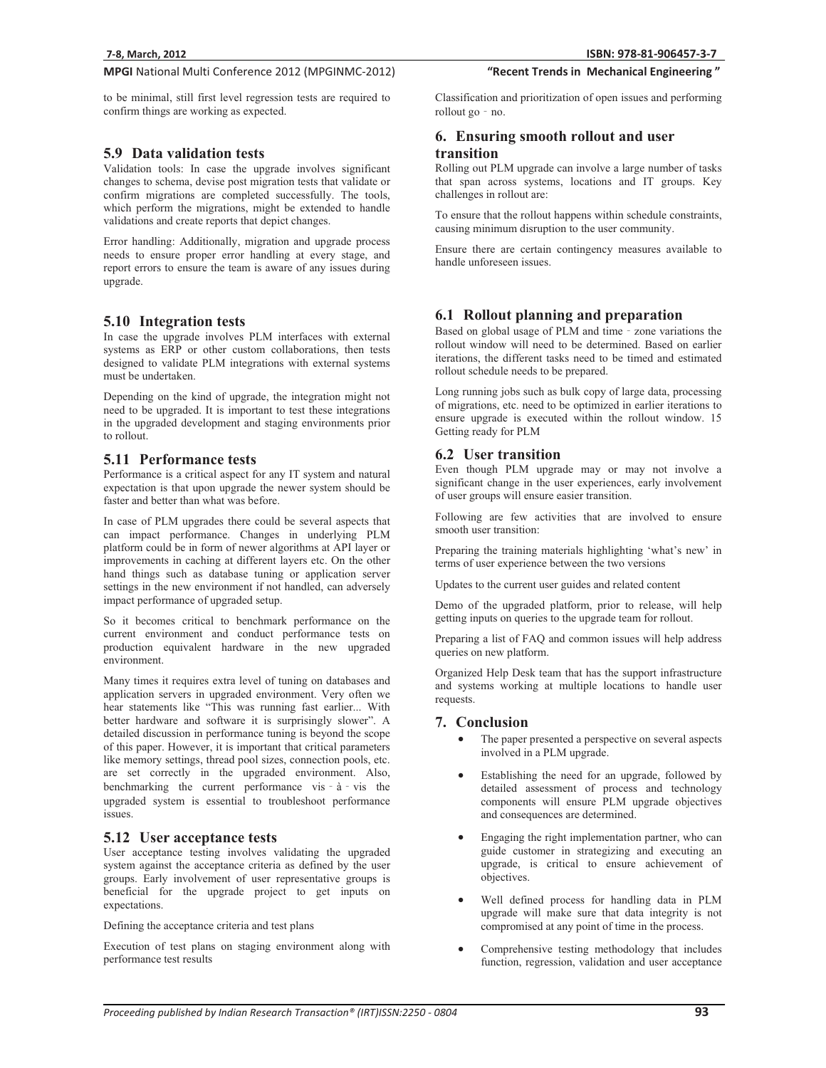to be minimal, still first level regression tests are required to confirm things are working as expected.

## 5.9 Data validation tests

Validation tools: In case the upgrade involves significant changes to schema, devise post migration tests that validate or confirm migrations are completed successfully. The tools, which perform the migrations, might be extended to handle validations and create reports that depict changes.

Error handling: Additionally, migration and upgrade process needs to ensure proper error handling at every stage, and report errors to ensure the team is aware of any issues during upgrade.

## 5.10 Integration tests

In case the upgrade involves PLM interfaces with external systems as ERP or other custom collaborations, then tests designed to validate PLM integrations with external systems must be undertaken.

Depending on the kind of upgrade, the integration might not need to be upgraded. It is important to test these integrations in the upgraded development and staging environments prior to rollout.

## 5.11 Performance tests

Performance is a critical aspect for any IT system and natural expectation is that upon upgrade the newer system should be faster and better than what was before.

In case of PLM upgrades there could be several aspects that can impact performance. Changes in underlying PLM platform could be in form of newer algorithms at API layer or improvements in caching at different layers etc. On the other hand things such as database tuning or application server settings in the new environment if not handled, can adversely impact performance of upgraded setup.

So it becomes critical to benchmark performance on the current environment and conduct performance tests on production equivalent hardware in the new upgraded environment.

Many times it requires extra level of tuning on databases and application servers in upgraded environment. Very often we hear statements like "This was running fast earlier... With better hardware and software it is surprisingly slower". A detailed discussion in performance tuning is beyond the scope of this paper. However, it is important that critical parameters like memory settings, thread pool sizes, connection pools, etc. are set correctly in the upgraded environment. Also, benchmarking the current performance vis‐à‐vis the upgraded system is essential to troubleshoot performance issues.

## 5.12 User acceptance tests

User acceptance testing involves validating the upgraded system against the acceptance criteria as defined by the user groups. Early involvement of user representative groups is beneficial for the upgrade project to get inputs on expectations.

Defining the acceptance criteria and test plans

Execution of test plans on staging environment along with performance test results

Classification and prioritization of open issues and performing rollout go‐no.

# 6. Ensuring smooth rollout and user transition

Rolling out PLM upgrade can involve a large number of tasks that span across systems, locations and IT groups. Key challenges in rollout are:

To ensure that the rollout happens within schedule constraints, causing minimum disruption to the user community.

Ensure there are certain contingency measures available to handle unforeseen issues.

## 6.1 Rollout planning and preparation

Based on global usage of PLM and time‐zone variations the rollout window will need to be determined. Based on earlier iterations, the different tasks need to be timed and estimated rollout schedule needs to be prepared.

Long running jobs such as bulk copy of large data, processing of migrations, etc. need to be optimized in earlier iterations to ensure upgrade is executed within the rollout window. 15 Getting ready for PLM

## 6.2 User transition

Even though PLM upgrade may or may not involve a significant change in the user experiences, early involvement of user groups will ensure easier transition.

Following are few activities that are involved to ensure smooth user transition:

Preparing the training materials highlighting 'what's new' in terms of user experience between the two versions

Updates to the current user guides and related content

Demo of the upgraded platform, prior to release, will help getting inputs on queries to the upgrade team for rollout.

Preparing a list of FAQ and common issues will help address queries on new platform.

Organized Help Desk team that has the support infrastructure and systems working at multiple locations to handle user requests.

# 7. Conclusion

- The paper presented a perspective on several aspects involved in a PLM upgrade.
- Establishing the need for an upgrade, followed by detailed assessment of process and technology components will ensure PLM upgrade objectives and consequences are determined.
- Engaging the right implementation partner, who can guide customer in strategizing and executing an upgrade, is critical to ensure achievement of objectives.
- Well defined process for handling data in PLM upgrade will make sure that data integrity is not compromised at any point of time in the process.
- Comprehensive testing methodology that includes function, regression, validation and user acceptance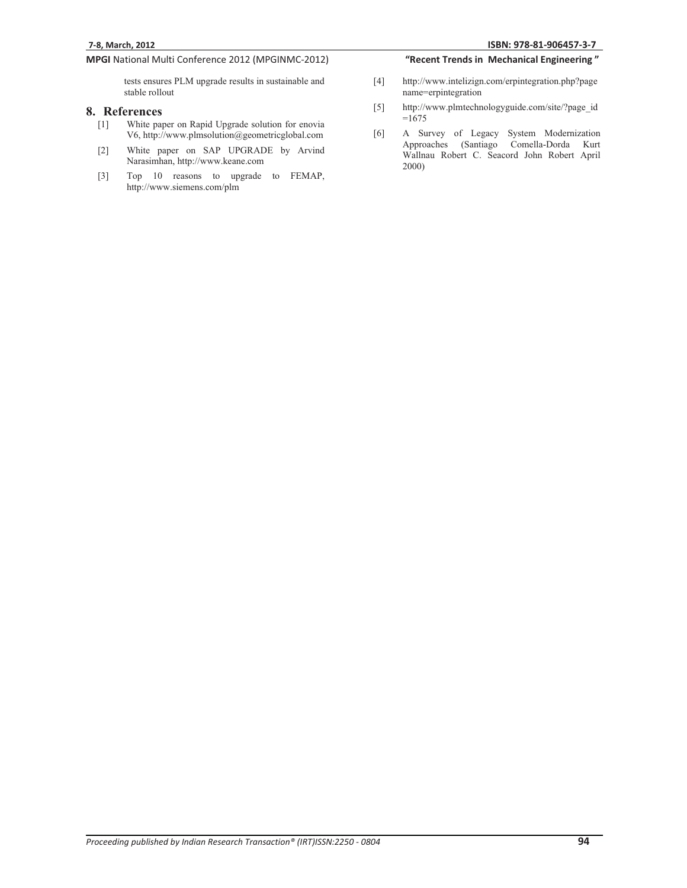tests ensures PLM upgrade results in sustainable and stable rollout

## 8. References

[1] White paper on Rapid Upgrade solution for enovia V6, http://www.plmsolution@geometricglobal.com

[2] White paper on SAP UPGRADE by Arvind Narasimhan, http://www.keane.com

[3] Top 10 reasons to upgrade to FEMAP, http://www.siemens.com/plm

[4] http://www.intelizign.com/erpintegration.php?pagename=erpintegration

[5] http://www.plmtechnologyguide.com/site/?page_id=1675

[6] A Survey of Legacy System Modernization Approaches (Santiago Comella-Dorda Kurt Wallnau Robert C. Seacord John Robert April 2000)